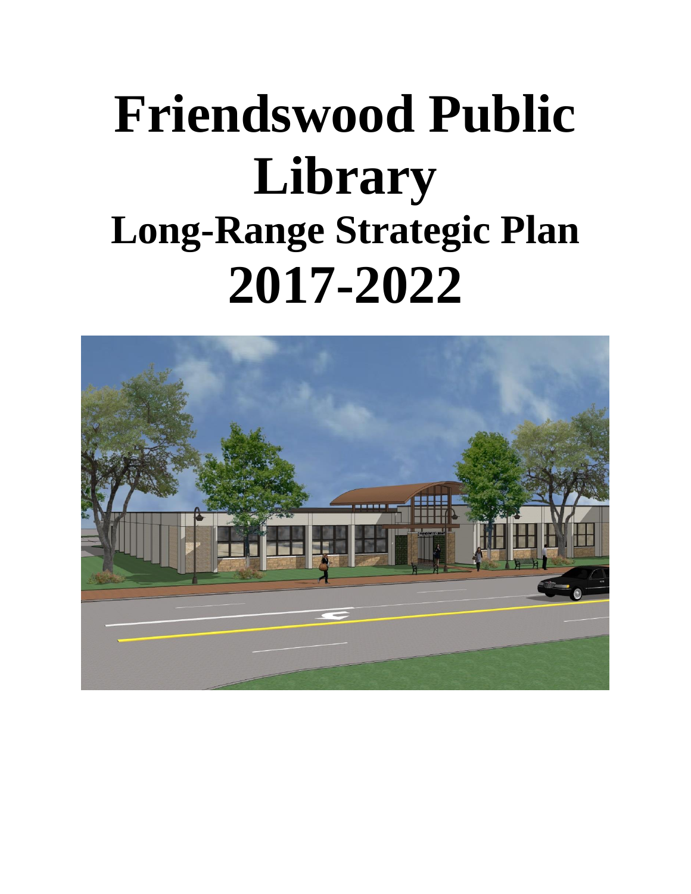# Friendswood Public Library

## Long-Range Strategic Plan

# 2017-2022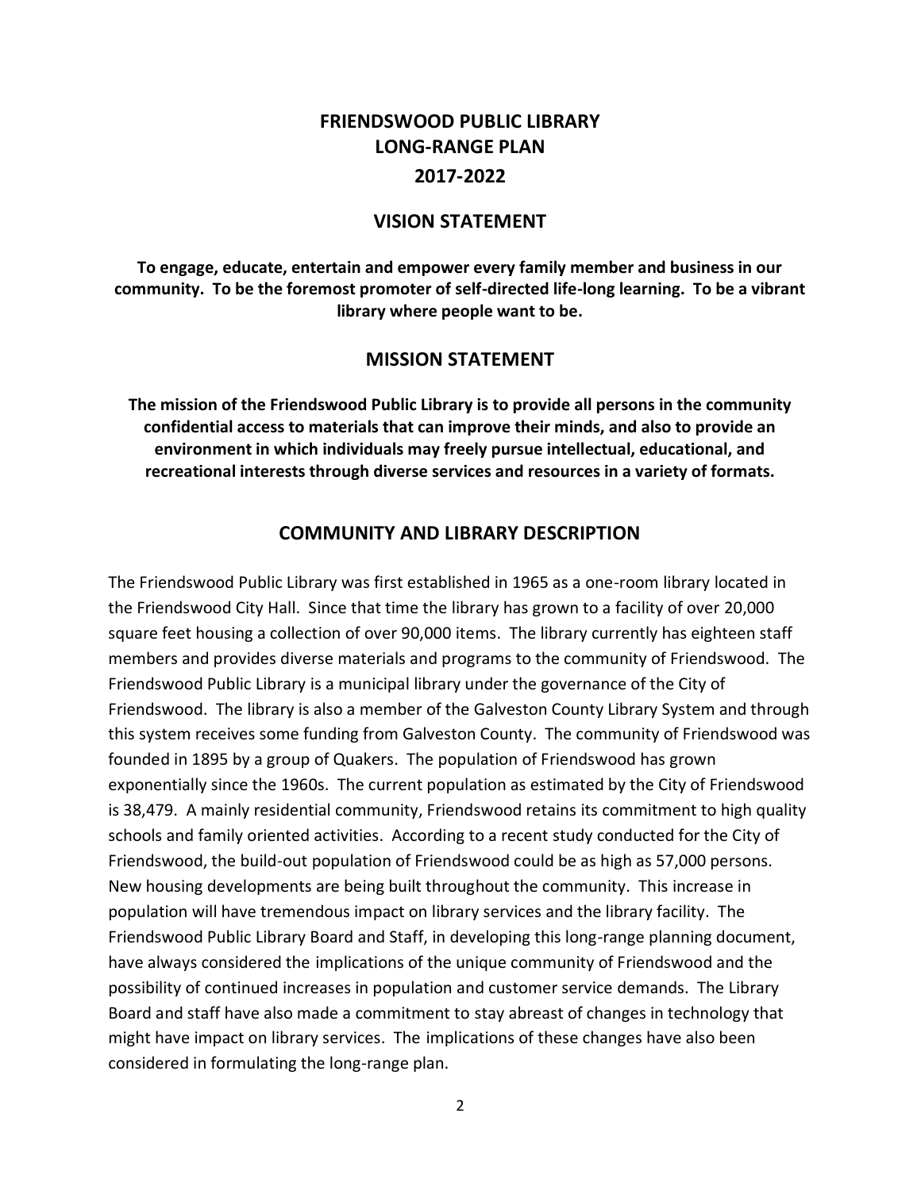# FRIENDSWOOD PUBLIC LIBRARY
# LONG-RANGE PLAN
# 2017-2022

## VISION STATEMENT

**To engage, educate, entertain and empower every family member and business in our community. To be the foremost promoter of self-directed life-long learning. To be a vibrant library where people want to be.**

## MISSION STATEMENT

**The mission of the Friendswood Public Library is to provide all persons in the community confidential access to materials that can improve their minds, and also to provide an environment in which individuals may freely pursue intellectual, educational, and recreational interests through diverse services and resources in a variety of formats.**

## COMMUNITY AND LIBRARY DESCRIPTION

The Friendswood Public Library was first established in 1965 as a one-room library located in the Friendswood City Hall. Since that time the library has grown to a facility of over 20,000 square feet housing a collection of over 90,000 items. The library currently has eighteen staff members and provides diverse materials and programs to the community of Friendswood. The Friendswood Public Library is a municipal library under the governance of the City of Friendswood. The library is also a member of the Galveston County Library System and through this system receives some funding from Galveston County. The community of Friendswood was founded in 1895 by a group of Quakers. The population of Friendswood has grown exponentially since the 1960s. The current population as estimated by the City of Friendswood is 38,479. A mainly residential community, Friendswood retains its commitment to high quality schools and family oriented activities. According to a recent study conducted for the City of Friendswood, the build-out population of Friendswood could be as high as 57,000 persons. New housing developments are being built throughout the community. This increase in population will have tremendous impact on library services and the library facility. The Friendswood Public Library Board and Staff, in developing this long-range planning document, have always considered the implications of the unique community of Friendswood and the possibility of continued increases in population and customer service demands. The Library Board and staff have also made a commitment to stay abreast of changes in technology that might have impact on library services. The implications of these changes have also been considered in formulating the long-range plan.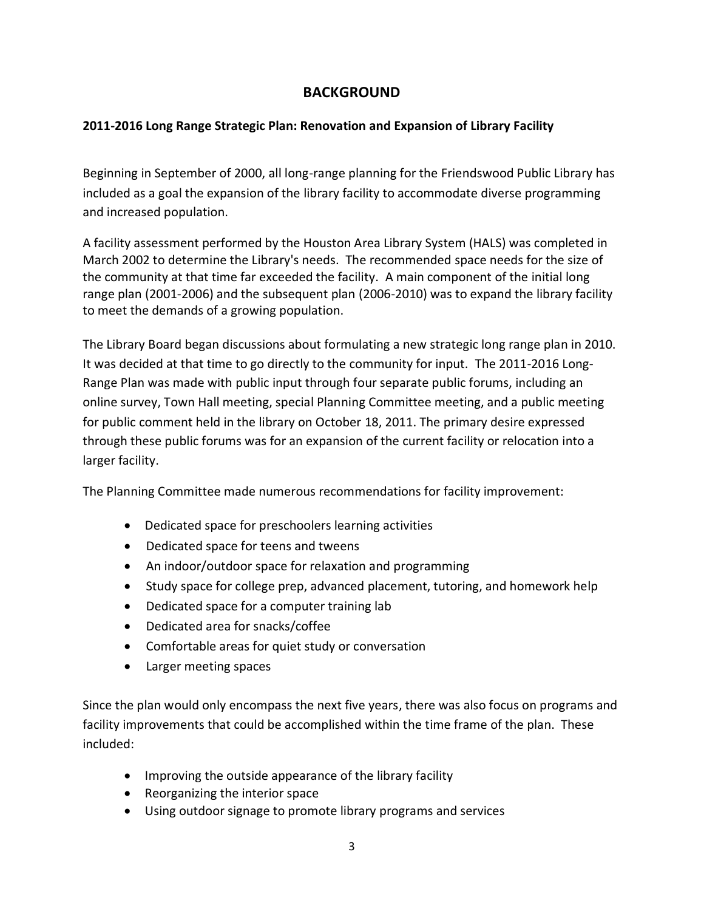# BACKGROUND

## 2011-2016 Long Range Strategic Plan: Renovation and Expansion of Library Facility

Beginning in September of 2000, all long-range planning for the Friendswood Public Library has included as a goal the expansion of the library facility to accommodate diverse programming and increased population.

A facility assessment performed by the Houston Area Library System (HALS) was completed in March 2002 to determine the Library's needs. The recommended space needs for the size of the community at that time far exceeded the facility. A main component of the initial long range plan (2001-2006) and the subsequent plan (2006-2010) was to expand the library facility to meet the demands of a growing population.

The Library Board began discussions about formulating a new strategic long range plan in 2010. It was decided at that time to go directly to the community for input. The 2011-2016 Long-Range Plan was made with public input through four separate public forums, including an online survey, Town Hall meeting, special Planning Committee meeting, and a public meeting for public comment held in the library on October 18, 2011. The primary desire expressed through these public forums was for an expansion of the current facility or relocation into a larger facility.

The Planning Committee made numerous recommendations for facility improvement:

- Dedicated space for preschoolers learning activities
- Dedicated space for teens and tweens
- An indoor/outdoor space for relaxation and programming
- Study space for college prep, advanced placement, tutoring, and homework help
- Dedicated space for a computer training lab
- Dedicated area for snacks/coffee
- Comfortable areas for quiet study or conversation
- Larger meeting spaces

Since the plan would only encompass the next five years, there was also focus on programs and facility improvements that could be accomplished within the time frame of the plan. These included:

- Improving the outside appearance of the library facility
- Reorganizing the interior space
- Using outdoor signage to promote library programs and services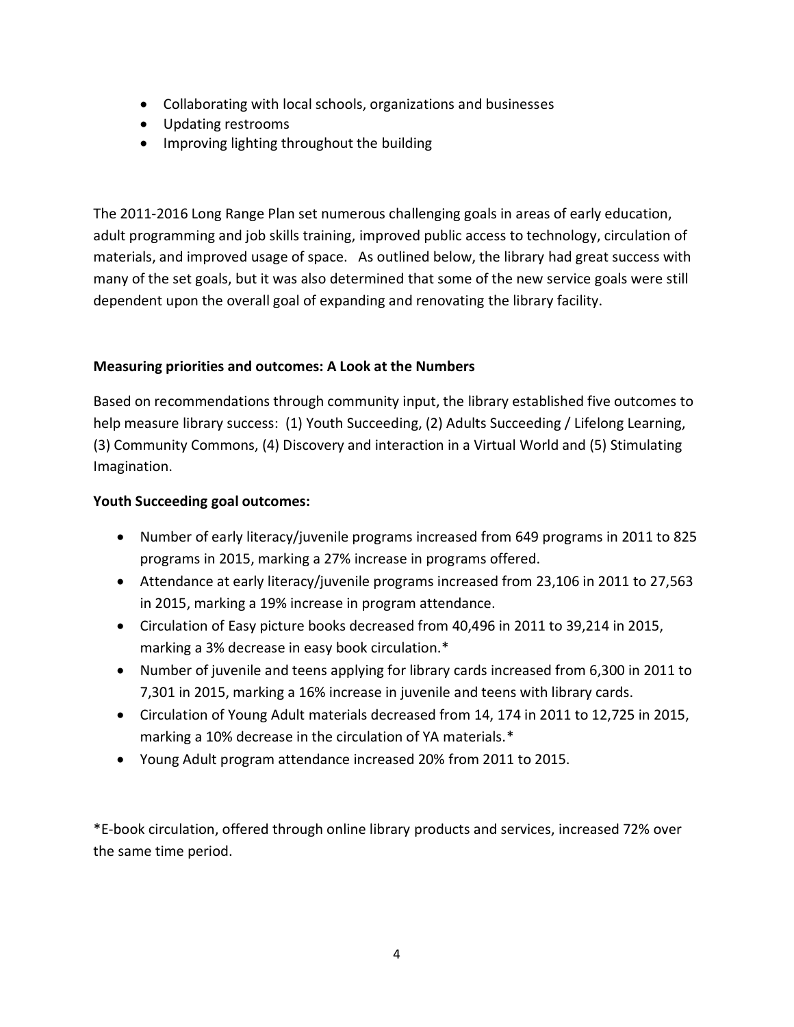- Collaborating with local schools, organizations and businesses
- Updating restrooms
- Improving lighting throughout the building

The 2011-2016 Long Range Plan set numerous challenging goals in areas of early education, adult programming and job skills training, improved public access to technology, circulation of materials, and improved usage of space. As outlined below, the library had great success with many of the set goals, but it was also determined that some of the new service goals were still dependent upon the overall goal of expanding and renovating the library facility.

**Measuring priorities and outcomes: A Look at the Numbers**

Based on recommendations through community input, the library established five outcomes to help measure library success: (1) Youth Succeeding, (2) Adults Succeeding / Lifelong Learning, (3) Community Commons, (4) Discovery and interaction in a Virtual World and (5) Stimulating Imagination.

**Youth Succeeding goal outcomes:**

- Number of early literacy/juvenile programs increased from 649 programs in 2011 to 825 programs in 2015, marking a 27% increase in programs offered.
- Attendance at early literacy/juvenile programs increased from 23,106 in 2011 to 27,563 in 2015, marking a 19% increase in program attendance.
- Circulation of Easy picture books decreased from 40,496 in 2011 to 39,214 in 2015, marking a 3% decrease in easy book circulation.*
- Number of juvenile and teens applying for library cards increased from 6,300 in 2011 to 7,301 in 2015, marking a 16% increase in juvenile and teens with library cards.
- Circulation of Young Adult materials decreased from 14, 174 in 2011 to 12,725 in 2015, marking a 10% decrease in the circulation of YA materials.*
- Young Adult program attendance increased 20% from 2011 to 2015.

*E-book circulation, offered through online library products and services, increased 72% over the same time period.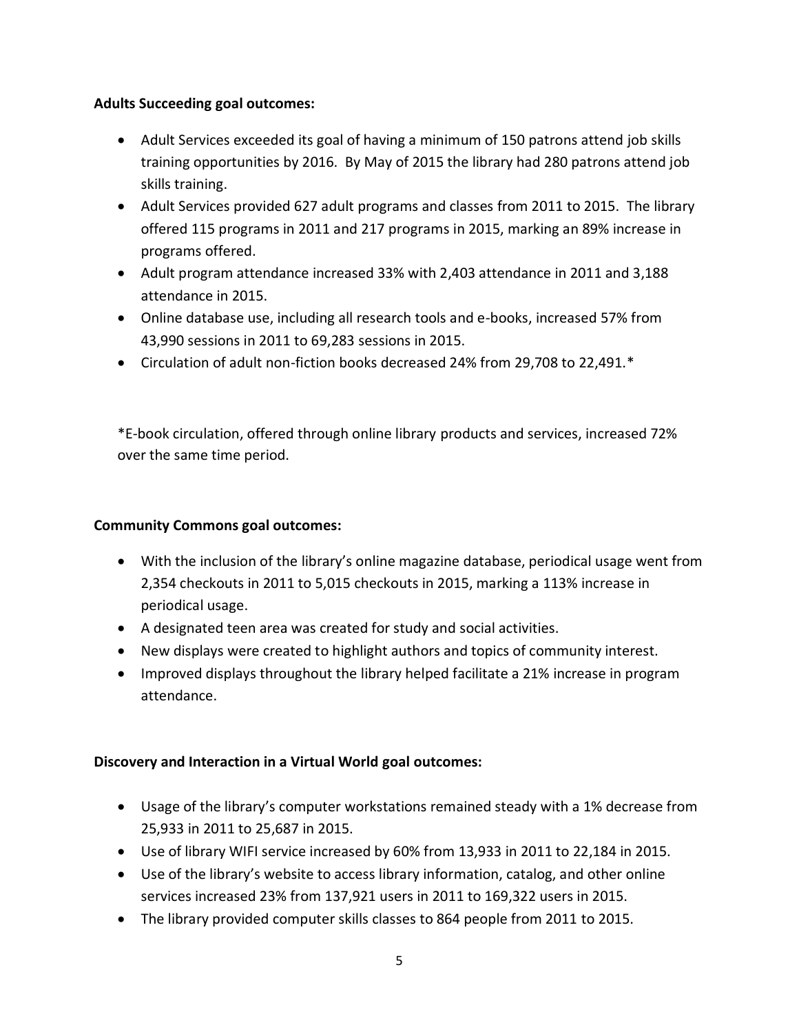**Adults Succeeding goal outcomes:**

- Adult Services exceeded its goal of having a minimum of 150 patrons attend job skills training opportunities by 2016. By May of 2015 the library had 280 patrons attend job skills training.
- Adult Services provided 627 adult programs and classes from 2011 to 2015. The library offered 115 programs in 2011 and 217 programs in 2015, marking an 89% increase in programs offered.
- Adult program attendance increased 33% with 2,403 attendance in 2011 and 3,188 attendance in 2015.
- Online database use, including all research tools and e-books, increased 57% from 43,990 sessions in 2011 to 69,283 sessions in 2015.
- Circulation of adult non-fiction books decreased 24% from 29,708 to 22,491.*

*E-book circulation, offered through online library products and services, increased 72% over the same time period.

**Community Commons goal outcomes:**

- With the inclusion of the library's online magazine database, periodical usage went from 2,354 checkouts in 2011 to 5,015 checkouts in 2015, marking a 113% increase in periodical usage.
- A designated teen area was created for study and social activities.
- New displays were created to highlight authors and topics of community interest.
- Improved displays throughout the library helped facilitate a 21% increase in program attendance.

**Discovery and Interaction in a Virtual World goal outcomes:**

- Usage of the library's computer workstations remained steady with a 1% decrease from 25,933 in 2011 to 25,687 in 2015.
- Use of library WIFI service increased by 60% from 13,933 in 2011 to 22,184 in 2015.
- Use of the library's website to access library information, catalog, and other online services increased 23% from 137,921 users in 2011 to 169,322 users in 2015.
- The library provided computer skills classes to 864 people from 2011 to 2015.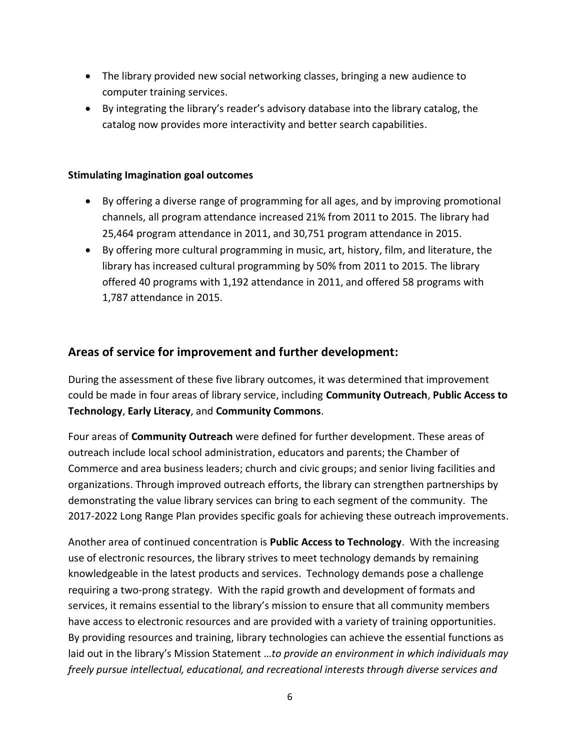- The library provided new social networking classes, bringing a new audience to computer training services.
- By integrating the library's reader's advisory database into the library catalog, the catalog now provides more interactivity and better search capabilities.

**Stimulating Imagination goal outcomes**

- By offering a diverse range of programming for all ages, and by improving promotional channels, all program attendance increased 21% from 2011 to 2015. The library had 25,464 program attendance in 2011, and 30,751 program attendance in 2015.
- By offering more cultural programming in music, art, history, film, and literature, the library has increased cultural programming by 50% from 2011 to 2015. The library offered 40 programs with 1,192 attendance in 2011, and offered 58 programs with 1,787 attendance in 2015.

## Areas of service for improvement and further development:

During the assessment of these five library outcomes, it was determined that improvement could be made in four areas of library service, including **Community Outreach**, **Public Access to Technology**, **Early Literacy**, and **Community Commons**.

Four areas of **Community Outreach** were defined for further development. These areas of outreach include local school administration, educators and parents; the Chamber of Commerce and area business leaders; church and civic groups; and senior living facilities and organizations. Through improved outreach efforts, the library can strengthen partnerships by demonstrating the value library services can bring to each segment of the community. The 2017-2022 Long Range Plan provides specific goals for achieving these outreach improvements.

Another area of continued concentration is **Public Access to Technology**. With the increasing use of electronic resources, the library strives to meet technology demands by remaining knowledgeable in the latest products and services. Technology demands pose a challenge requiring a two-prong strategy. With the rapid growth and development of formats and services, it remains essential to the library's mission to ensure that all community members have access to electronic resources and are provided with a variety of training opportunities. By providing resources and training, library technologies can achieve the essential functions as laid out in the library's Mission Statement …*to provide an environment in which individuals may freely pursue intellectual, educational, and recreational interests through diverse services and*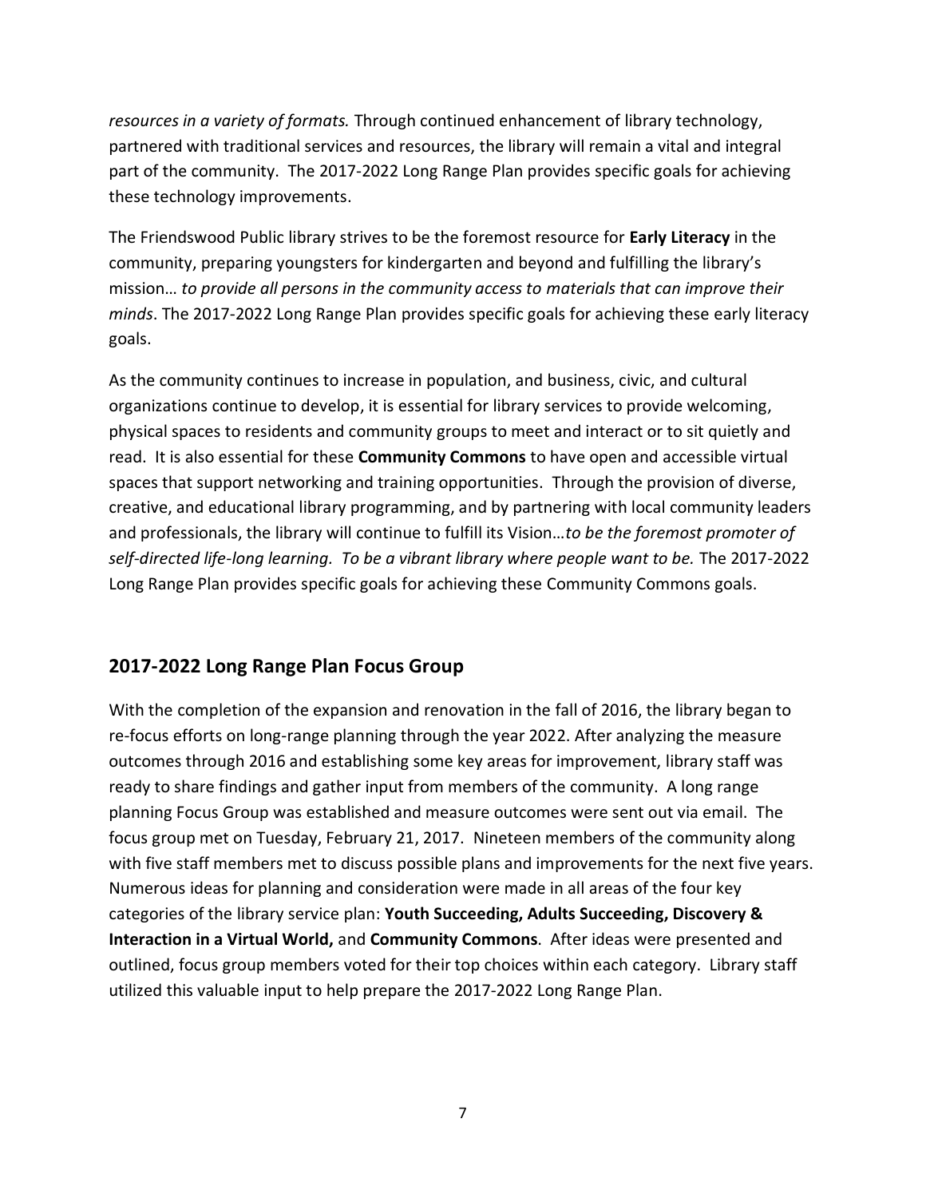*resources in a variety of formats.* Through continued enhancement of library technology, partnered with traditional services and resources, the library will remain a vital and integral part of the community. The 2017-2022 Long Range Plan provides specific goals for achieving these technology improvements.

The Friendswood Public library strives to be the foremost resource for **Early Literacy** in the community, preparing youngsters for kindergarten and beyond and fulfilling the library's mission… *to provide all persons in the community access to materials that can improve their minds*. The 2017-2022 Long Range Plan provides specific goals for achieving these early literacy goals.

As the community continues to increase in population, and business, civic, and cultural organizations continue to develop, it is essential for library services to provide welcoming, physical spaces to residents and community groups to meet and interact or to sit quietly and read. It is also essential for these **Community Commons** to have open and accessible virtual spaces that support networking and training opportunities. Through the provision of diverse, creative, and educational library programming, and by partnering with local community leaders and professionals, the library will continue to fulfill its Vision…*to be the foremost promoter of self-directed life-long learning. To be a vibrant library where people want to be.* The 2017-2022 Long Range Plan provides specific goals for achieving these Community Commons goals.

## 2017-2022 Long Range Plan Focus Group

With the completion of the expansion and renovation in the fall of 2016, the library began to re-focus efforts on long-range planning through the year 2022. After analyzing the measure outcomes through 2016 and establishing some key areas for improvement, library staff was ready to share findings and gather input from members of the community. A long range planning Focus Group was established and measure outcomes were sent out via email. The focus group met on Tuesday, February 21, 2017. Nineteen members of the community along with five staff members met to discuss possible plans and improvements for the next five years. Numerous ideas for planning and consideration were made in all areas of the four key categories of the library service plan: **Youth Succeeding, Adults Succeeding, Discovery & Interaction in a Virtual World,** and **Community Commons**. After ideas were presented and outlined, focus group members voted for their top choices within each category. Library staff utilized this valuable input to help prepare the 2017-2022 Long Range Plan.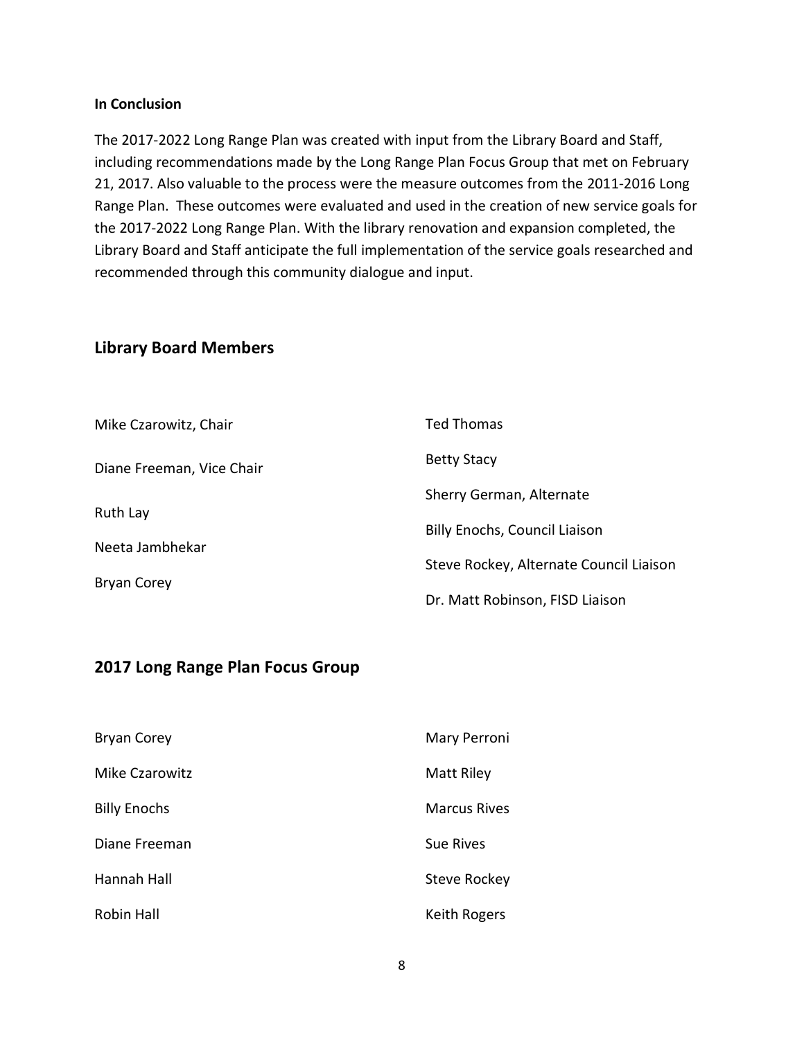**In Conclusion**

The 2017-2022 Long Range Plan was created with input from the Library Board and Staff, including recommendations made by the Long Range Plan Focus Group that met on February 21, 2017. Also valuable to the process were the measure outcomes from the 2011-2016 Long Range Plan. These outcomes were evaluated and used in the creation of new service goals for the 2017-2022 Long Range Plan. With the library renovation and expansion completed, the Library Board and Staff anticipate the full implementation of the service goals researched and recommended through this community dialogue and input.

## Library Board Members

Mike Czarowitz, Chair

Diane Freeman, Vice Chair

Ruth Lay

Neeta Jambhekar

Bryan Corey

Ted Thomas

Betty Stacy

Sherry German, Alternate

Billy Enochs, Council Liaison

Steve Rockey, Alternate Council Liaison

Dr. Matt Robinson, FISD Liaison

## 2017 Long Range Plan Focus Group

Bryan Corey

Mike Czarowitz

Billy Enochs

Diane Freeman

Hannah Hall

Robin Hall

Mary Perroni

Matt Riley

Marcus Rives

Sue Rives

Steve Rockey

Keith Rogers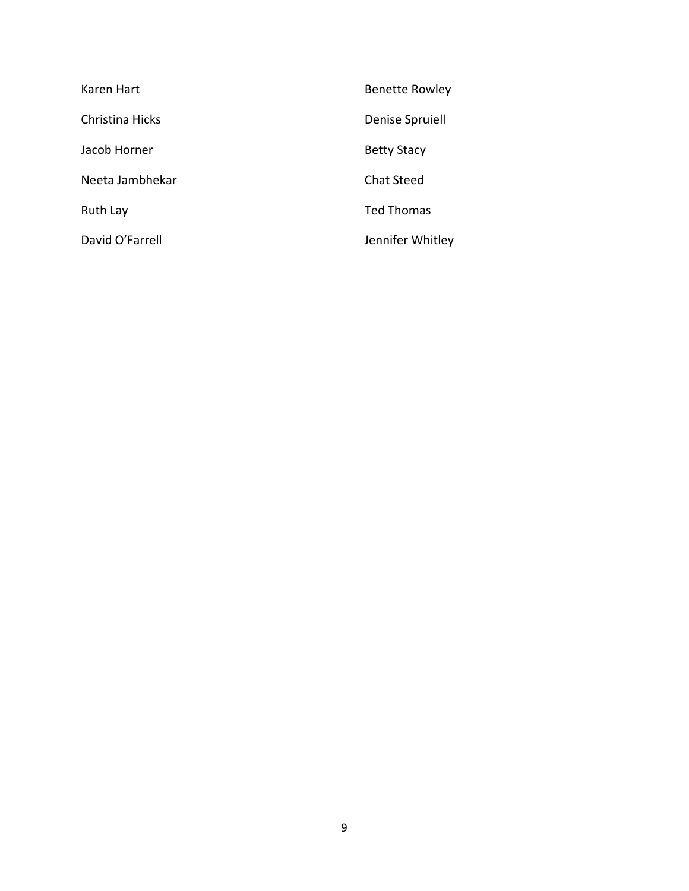Karen Hart

Christina Hicks

Jacob Horner

Neeta Jambhekar

Ruth Lay

David O'Farrell

Benette Rowley

Denise Spruiell

Betty Stacy

Chat Steed

Ted Thomas

Jennifer Whitley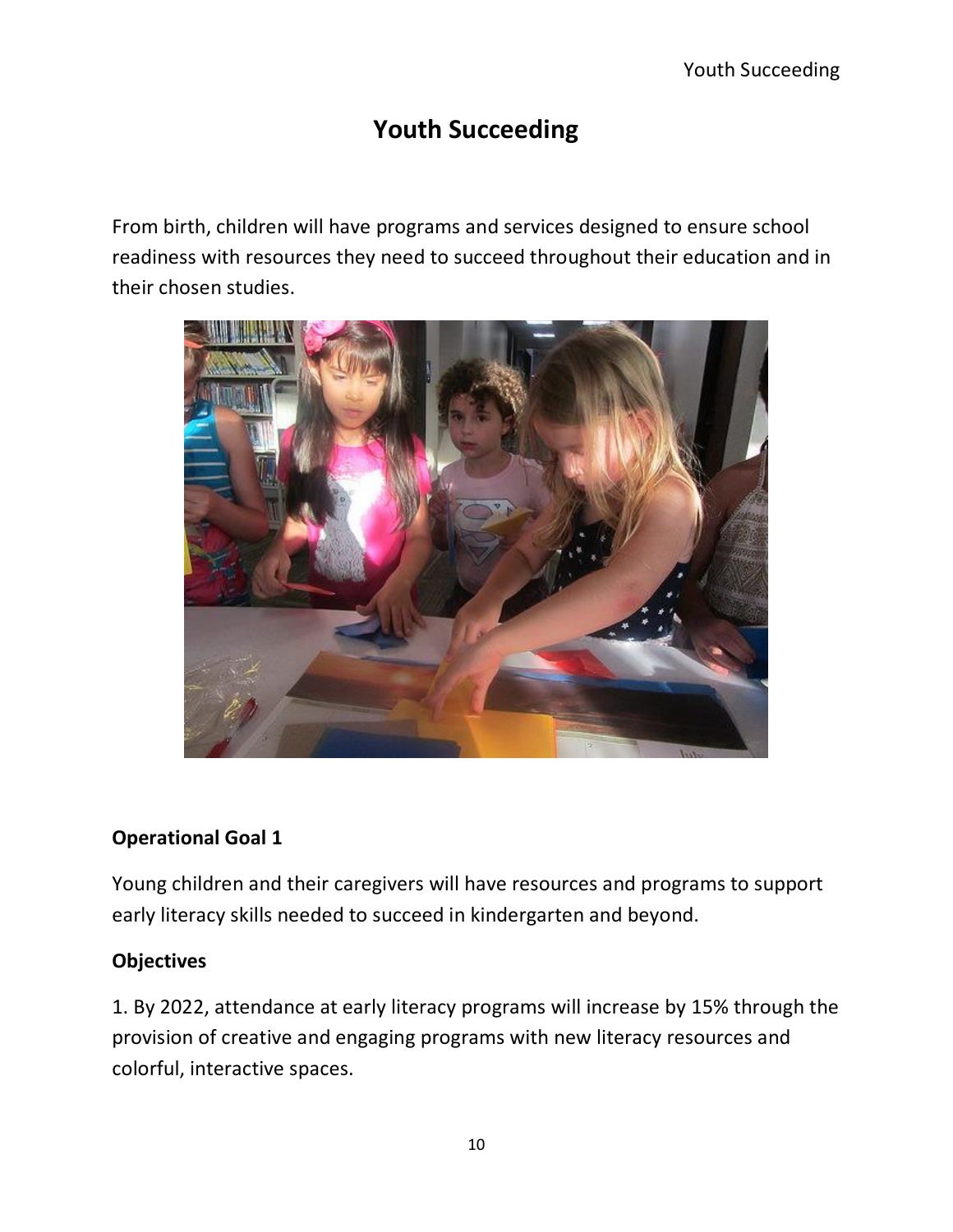# Youth Succeeding

From birth, children will have programs and services designed to ensure school readiness with resources they need to succeed throughout their education and in their chosen studies.

### Operational Goal 1

Young children and their caregivers will have resources and programs to support early literacy skills needed to succeed in kindergarten and beyond.

### Objectives

1. By 2022, attendance at early literacy programs will increase by 15% through the provision of creative and engaging programs with new literacy resources and colorful, interactive spaces.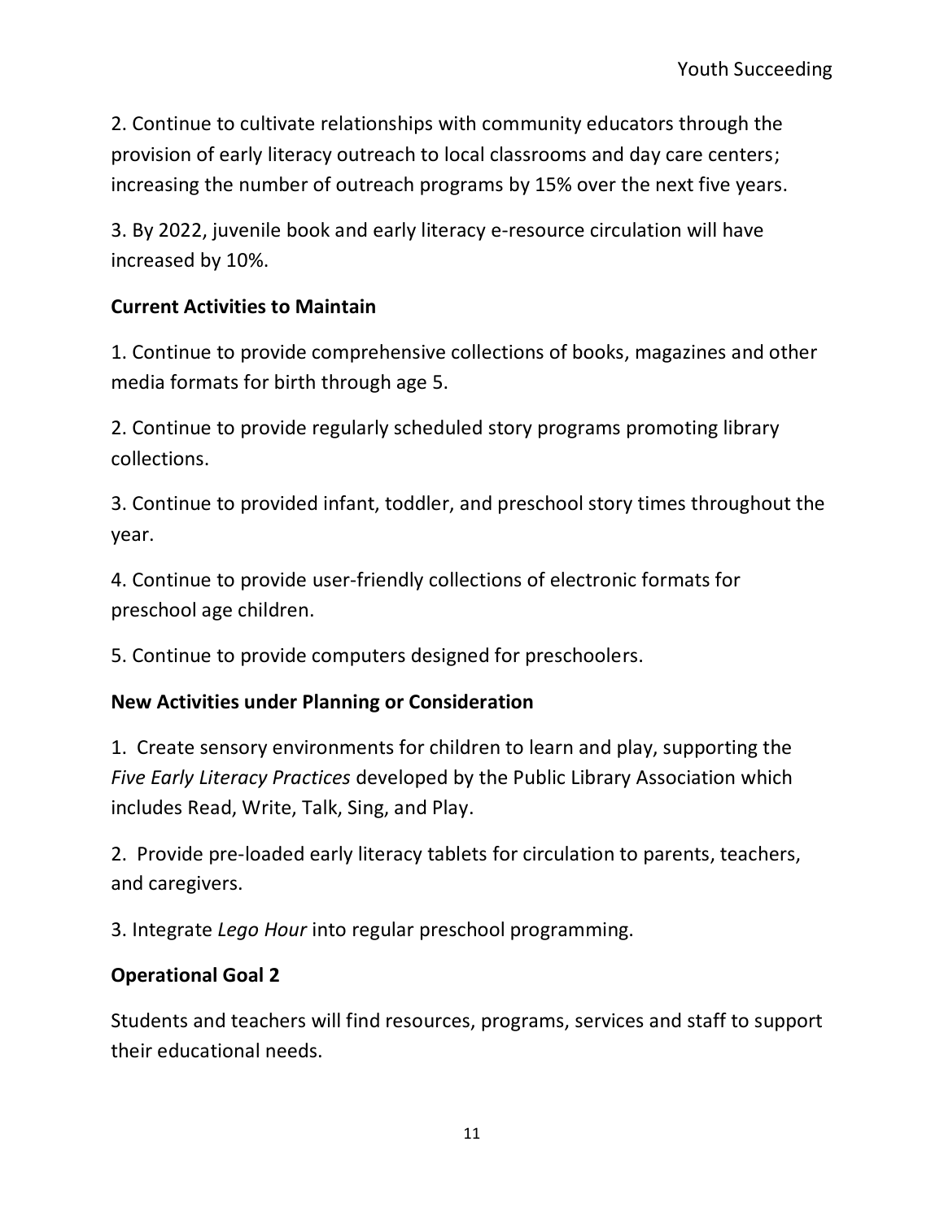2. Continue to cultivate relationships with community educators through the provision of early literacy outreach to local classrooms and day care centers; increasing the number of outreach programs by 15% over the next five years.

3. By 2022, juvenile book and early literacy e-resource circulation will have increased by 10%.

**Current Activities to Maintain**

1. Continue to provide comprehensive collections of books, magazines and other media formats for birth through age 5.

2. Continue to provide regularly scheduled story programs promoting library collections.

3. Continue to provided infant, toddler, and preschool story times throughout the year.

4. Continue to provide user-friendly collections of electronic formats for preschool age children.

5. Continue to provide computers designed for preschoolers.

**New Activities under Planning or Consideration**

1. Create sensory environments for children to learn and play, supporting the *Five Early Literacy Practices* developed by the Public Library Association which includes Read, Write, Talk, Sing, and Play.

2. Provide pre-loaded early literacy tablets for circulation to parents, teachers, and caregivers.

3. Integrate *Lego Hour* into regular preschool programming.

**Operational Goal 2**

Students and teachers will find resources, programs, services and staff to support their educational needs.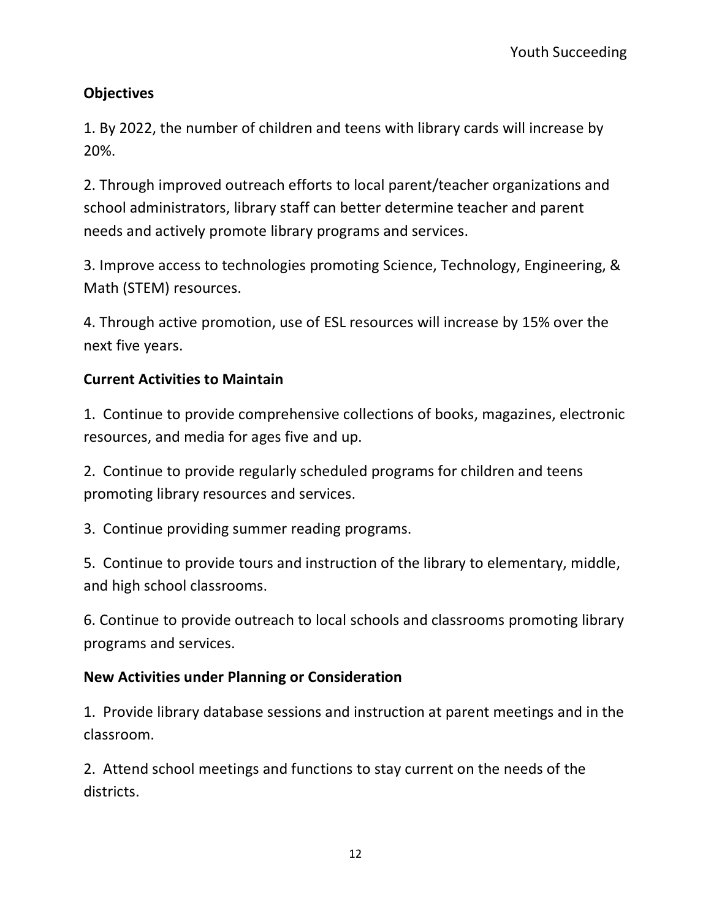**Objectives**

1. By 2022, the number of children and teens with library cards will increase by 20%.

2. Through improved outreach efforts to local parent/teacher organizations and school administrators, library staff can better determine teacher and parent needs and actively promote library programs and services.

3. Improve access to technologies promoting Science, Technology, Engineering, & Math (STEM) resources.

4. Through active promotion, use of ESL resources will increase by 15% over the next five years.

**Current Activities to Maintain**

1. Continue to provide comprehensive collections of books, magazines, electronic resources, and media for ages five and up.

2. Continue to provide regularly scheduled programs for children and teens promoting library resources and services.

3. Continue providing summer reading programs.

5. Continue to provide tours and instruction of the library to elementary, middle, and high school classrooms.

6. Continue to provide outreach to local schools and classrooms promoting library programs and services.

**New Activities under Planning or Consideration**

1. Provide library database sessions and instruction at parent meetings and in the classroom.

2. Attend school meetings and functions to stay current on the needs of the districts.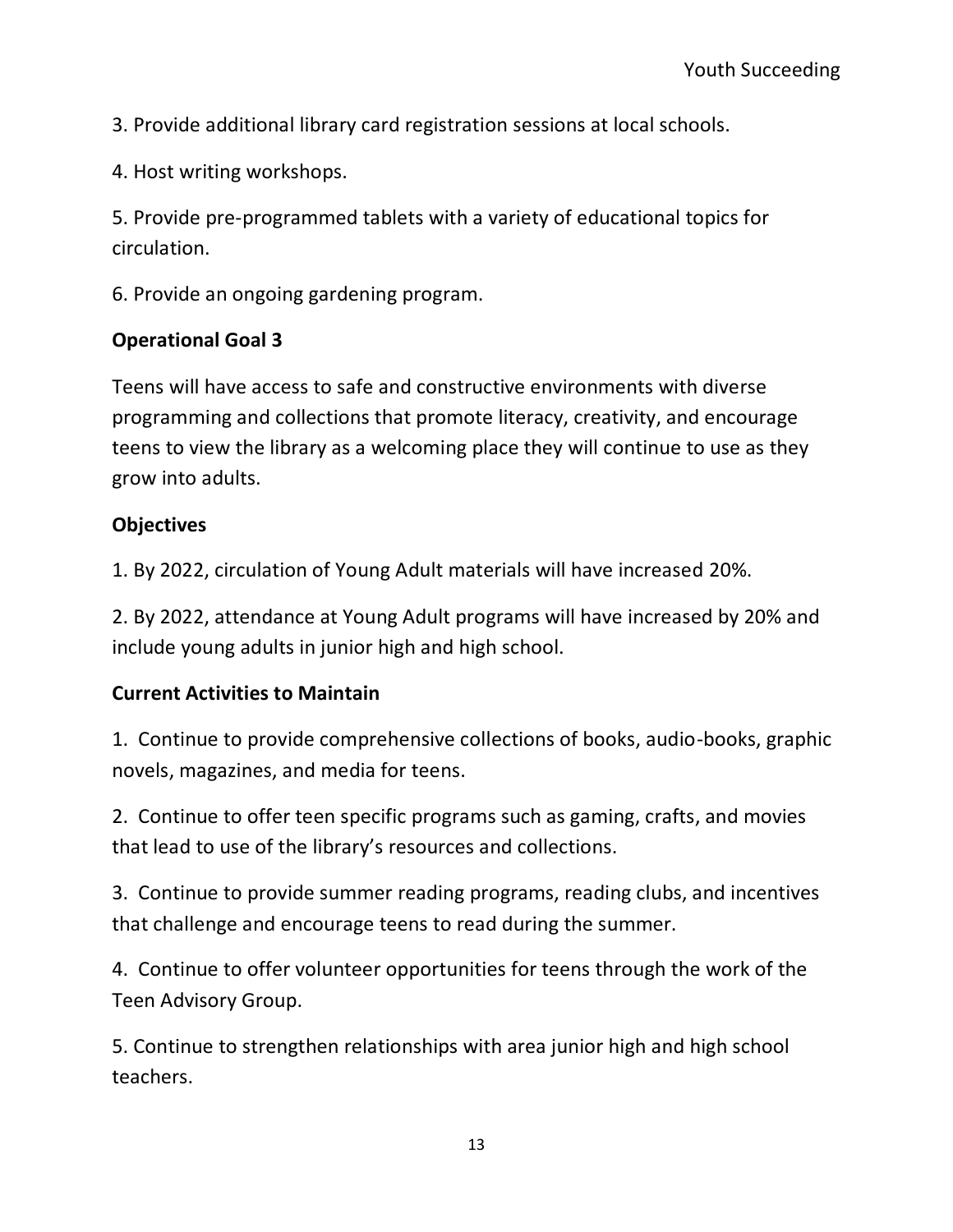3. Provide additional library card registration sessions at local schools.

4. Host writing workshops.

5. Provide pre-programmed tablets with a variety of educational topics for circulation.

6. Provide an ongoing gardening program.

**Operational Goal 3**

Teens will have access to safe and constructive environments with diverse programming and collections that promote literacy, creativity, and encourage teens to view the library as a welcoming place they will continue to use as they grow into adults.

**Objectives**

1. By 2022, circulation of Young Adult materials will have increased 20%.

2. By 2022, attendance at Young Adult programs will have increased by 20% and include young adults in junior high and high school.

**Current Activities to Maintain**

1. Continue to provide comprehensive collections of books, audio-books, graphic novels, magazines, and media for teens.

2. Continue to offer teen specific programs such as gaming, crafts, and movies that lead to use of the library's resources and collections.

3. Continue to provide summer reading programs, reading clubs, and incentives that challenge and encourage teens to read during the summer.

4. Continue to offer volunteer opportunities for teens through the work of the Teen Advisory Group.

5. Continue to strengthen relationships with area junior high and high school teachers.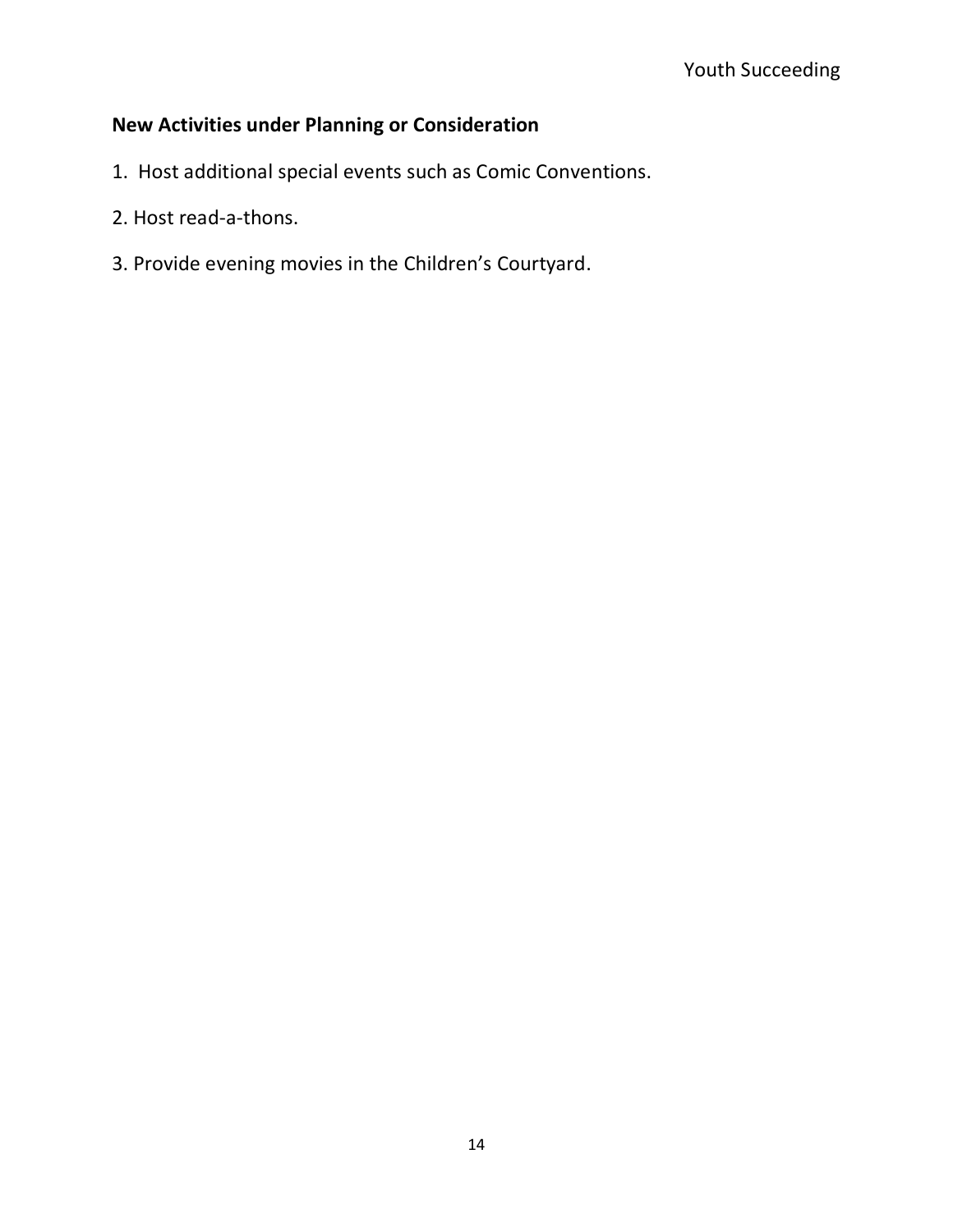**New Activities under Planning or Consideration**

1. Host additional special events such as Comic Conventions.
2. Host read-a-thons.
3. Provide evening movies in the Children's Courtyard.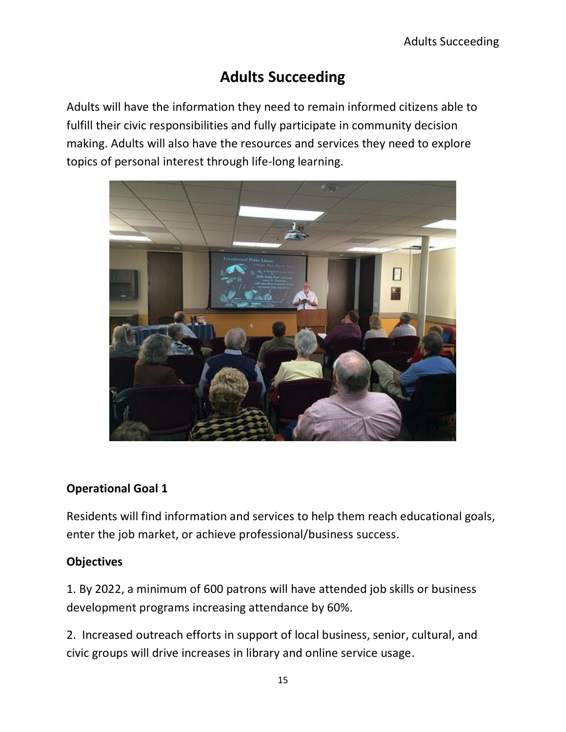# Adults Succeeding

Adults will have the information they need to remain informed citizens able to fulfill their civic responsibilities and fully participate in community decision making. Adults will also have the resources and services they need to explore topics of personal interest through life-long learning.

### Operational Goal 1

Residents will find information and services to help them reach educational goals, enter the job market, or achieve professional/business success.

### Objectives

1. By 2022, a minimum of 600 patrons will have attended job skills or business development programs increasing attendance by 60%.

2. Increased outreach efforts in support of local business, senior, cultural, and civic groups will drive increases in library and online service usage.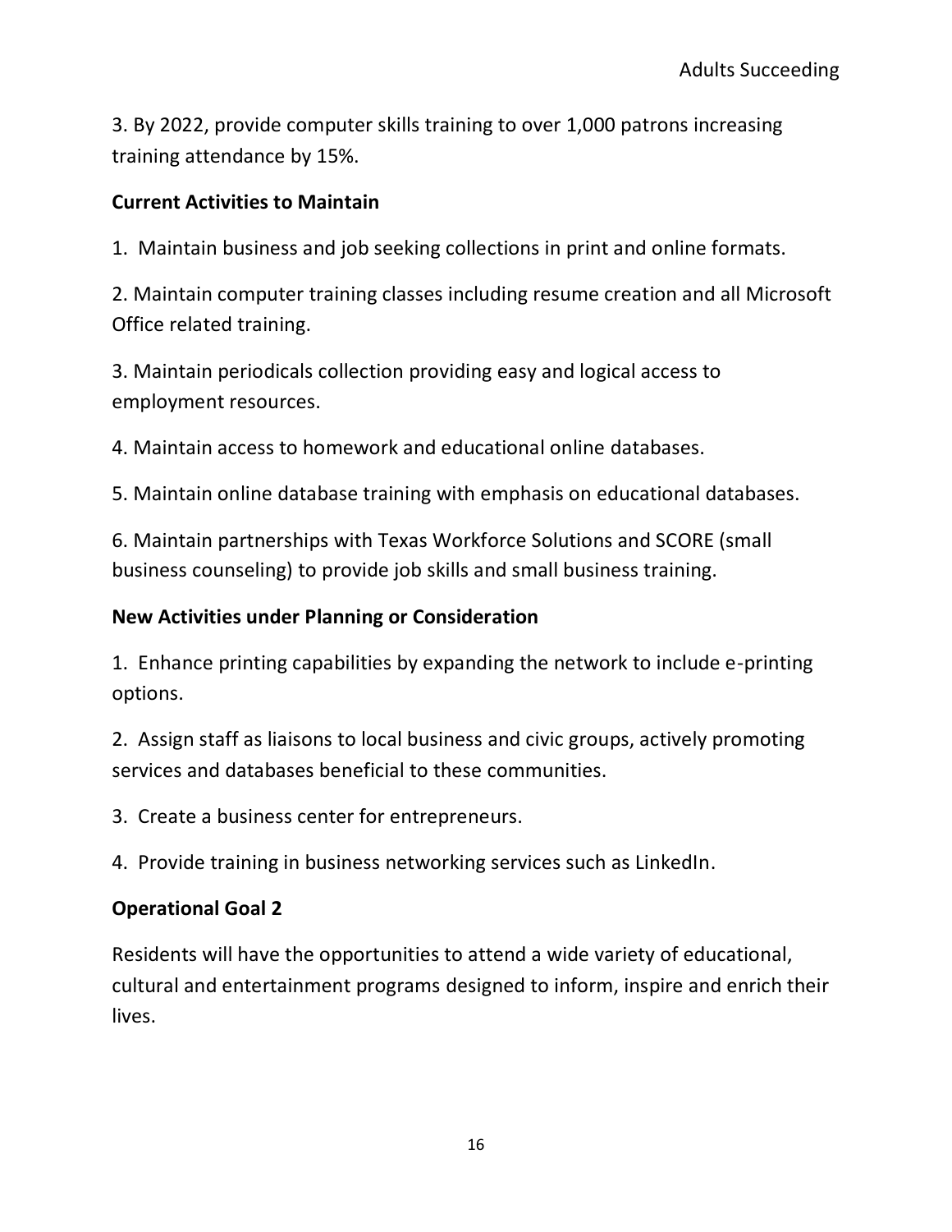3. By 2022, provide computer skills training to over 1,000 patrons increasing training attendance by 15%.

**Current Activities to Maintain**

1. Maintain business and job seeking collections in print and online formats.

2. Maintain computer training classes including resume creation and all Microsoft Office related training.

3. Maintain periodicals collection providing easy and logical access to employment resources.

4. Maintain access to homework and educational online databases.

5. Maintain online database training with emphasis on educational databases.

6. Maintain partnerships with Texas Workforce Solutions and SCORE (small business counseling) to provide job skills and small business training.

**New Activities under Planning or Consideration**

1. Enhance printing capabilities by expanding the network to include e-printing options.

2. Assign staff as liaisons to local business and civic groups, actively promoting services and databases beneficial to these communities.

3. Create a business center for entrepreneurs.

4. Provide training in business networking services such as LinkedIn.

**Operational Goal 2**

Residents will have the opportunities to attend a wide variety of educational, cultural and entertainment programs designed to inform, inspire and enrich their lives.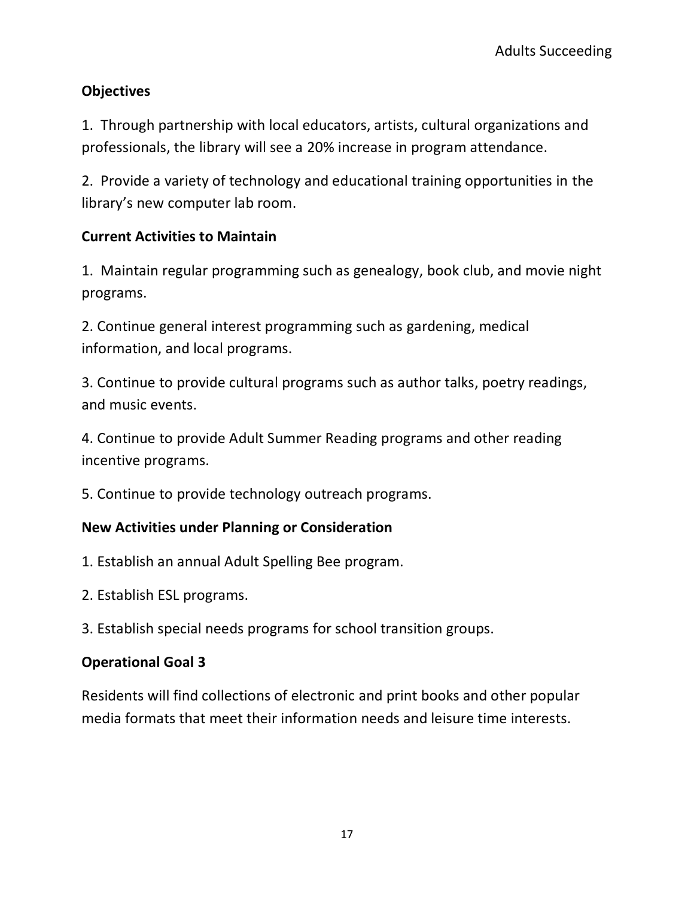**Objectives**

1. Through partnership with local educators, artists, cultural organizations and professionals, the library will see a 20% increase in program attendance.

2. Provide a variety of technology and educational training opportunities in the library's new computer lab room.

**Current Activities to Maintain**

1. Maintain regular programming such as genealogy, book club, and movie night programs.

2. Continue general interest programming such as gardening, medical information, and local programs.

3. Continue to provide cultural programs such as author talks, poetry readings, and music events.

4. Continue to provide Adult Summer Reading programs and other reading incentive programs.

5. Continue to provide technology outreach programs.

**New Activities under Planning or Consideration**

1. Establish an annual Adult Spelling Bee program.

2. Establish ESL programs.

3. Establish special needs programs for school transition groups.

**Operational Goal 3**

Residents will find collections of electronic and print books and other popular media formats that meet their information needs and leisure time interests.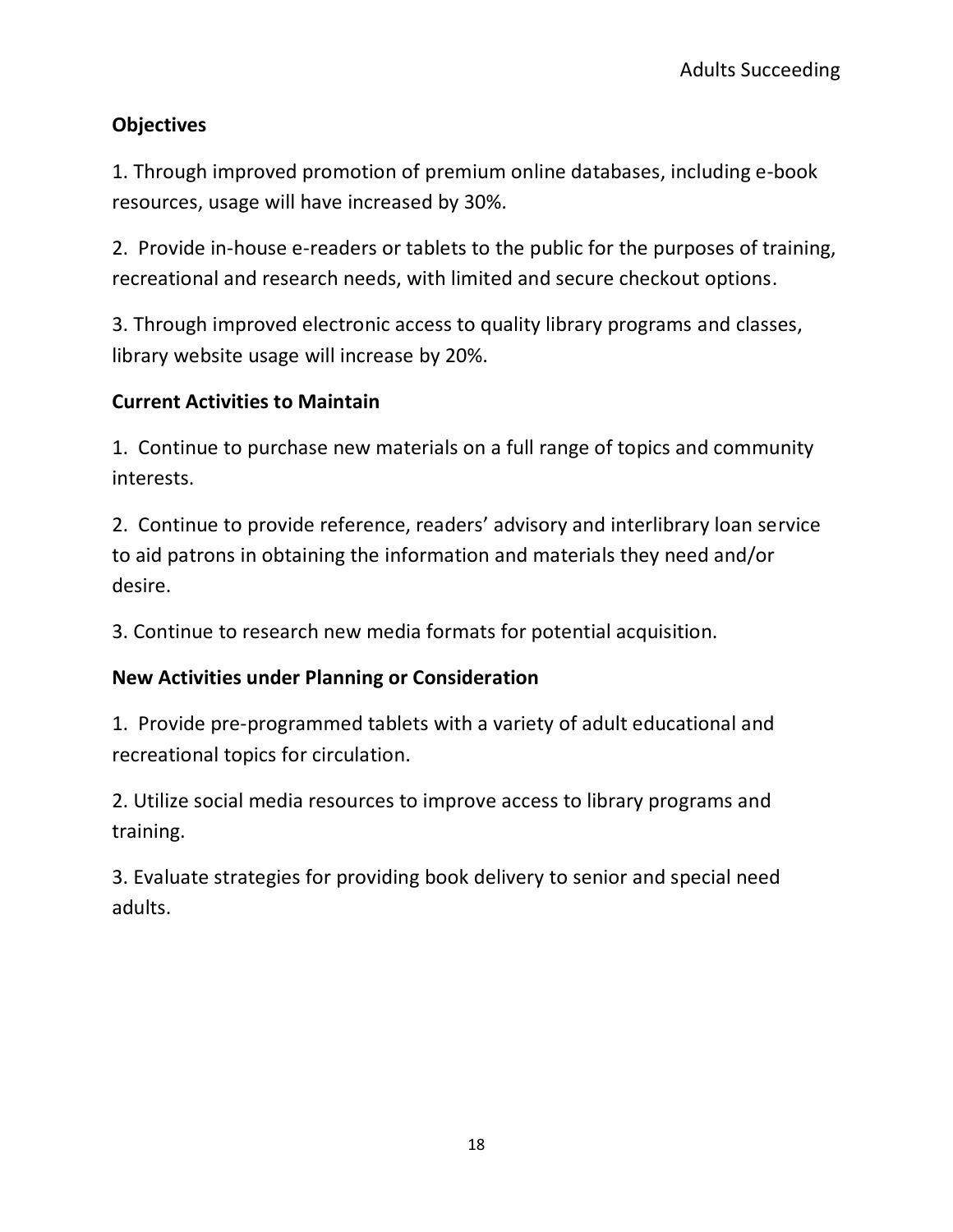**Objectives**

1. Through improved promotion of premium online databases, including e-book resources, usage will have increased by 30%.

2. Provide in-house e-readers or tablets to the public for the purposes of training, recreational and research needs, with limited and secure checkout options.

3. Through improved electronic access to quality library programs and classes, library website usage will increase by 20%.

**Current Activities to Maintain**

1. Continue to purchase new materials on a full range of topics and community interests.

2. Continue to provide reference, readers' advisory and interlibrary loan service to aid patrons in obtaining the information and materials they need and/or desire.

3. Continue to research new media formats for potential acquisition.

**New Activities under Planning or Consideration**

1. Provide pre-programmed tablets with a variety of adult educational and recreational topics for circulation.

2. Utilize social media resources to improve access to library programs and training.

3. Evaluate strategies for providing book delivery to senior and special need adults.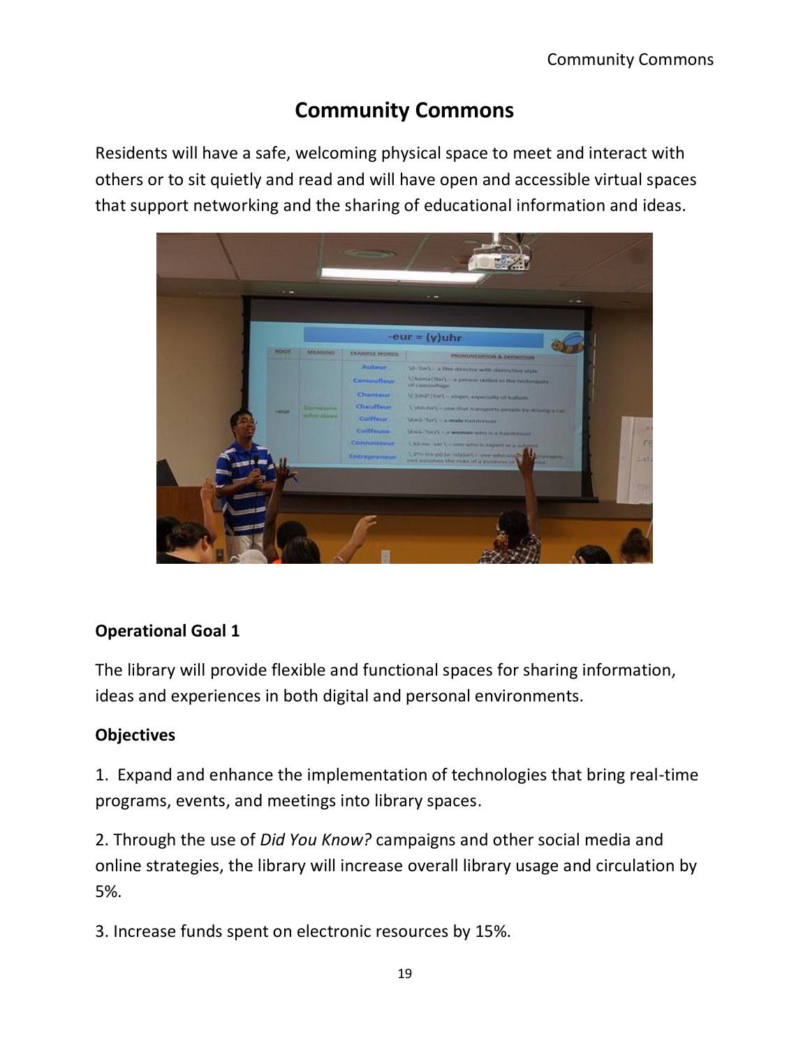# Community Commons

Residents will have a safe, welcoming physical space to meet and interact with others or to sit quietly and read and will have open and accessible virtual spaces that support networking and the sharing of educational information and ideas.

**Operational Goal 1**

The library will provide flexible and functional spaces for sharing information, ideas and experiences in both digital and personal environments.

**Objectives**

1. Expand and enhance the implementation of technologies that bring real-time programs, events, and meetings into library spaces.

2. Through the use of *Did You Know?* campaigns and other social media and online strategies, the library will increase overall library usage and circulation by 5%.

3. Increase funds spent on electronic resources by 15%.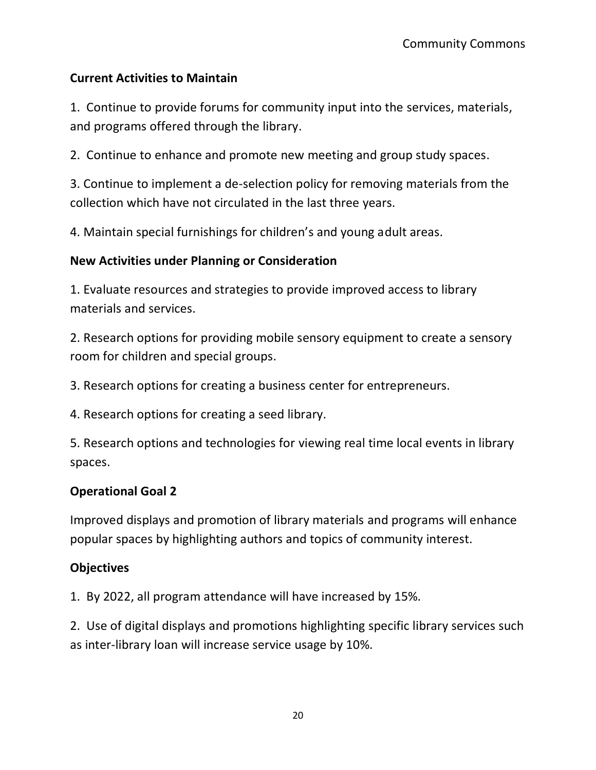### Current Activities to Maintain

1. Continue to provide forums for community input into the services, materials, and programs offered through the library.

2. Continue to enhance and promote new meeting and group study spaces.

3. Continue to implement a de-selection policy for removing materials from the collection which have not circulated in the last three years.

4. Maintain special furnishings for children's and young adult areas.

### New Activities under Planning or Consideration

1. Evaluate resources and strategies to provide improved access to library materials and services.

2. Research options for providing mobile sensory equipment to create a sensory room for children and special groups.

3. Research options for creating a business center for entrepreneurs.

4. Research options for creating a seed library.

5. Research options and technologies for viewing real time local events in library spaces.

### Operational Goal 2

Improved displays and promotion of library materials and programs will enhance popular spaces by highlighting authors and topics of community interest.

### Objectives

1. By 2022, all program attendance will have increased by 15%.

2. Use of digital displays and promotions highlighting specific library services such as inter-library loan will increase service usage by 10%.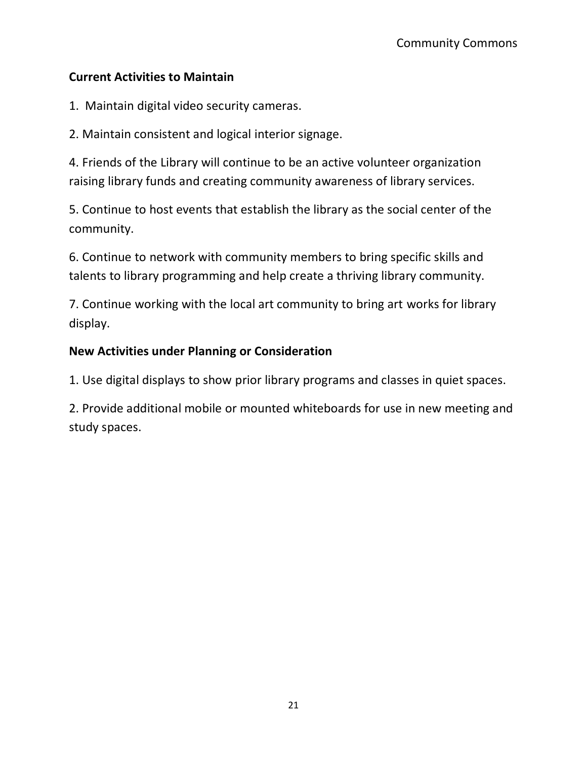**Current Activities to Maintain**

1. Maintain digital video security cameras.

2. Maintain consistent and logical interior signage.

4. Friends of the Library will continue to be an active volunteer organization raising library funds and creating community awareness of library services.

5. Continue to host events that establish the library as the social center of the community.

6. Continue to network with community members to bring specific skills and talents to library programming and help create a thriving library community.

7. Continue working with the local art community to bring art works for library display.

**New Activities under Planning or Consideration**

1. Use digital displays to show prior library programs and classes in quiet spaces.

2. Provide additional mobile or mounted whiteboards for use in new meeting and study spaces.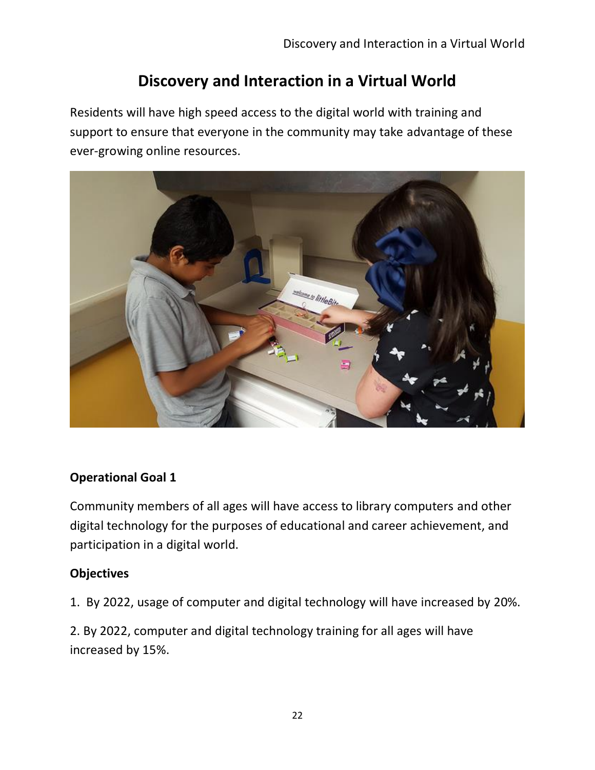# Discovery and Interaction in a Virtual World

Residents will have high speed access to the digital world with training and support to ensure that everyone in the community may take advantage of these ever-growing online resources.

**Operational Goal 1**

Community members of all ages will have access to library computers and other digital technology for the purposes of educational and career achievement, and participation in a digital world.

**Objectives**

1. By 2022, usage of computer and digital technology will have increased by 20%.

2. By 2022, computer and digital technology training for all ages will have increased by 15%.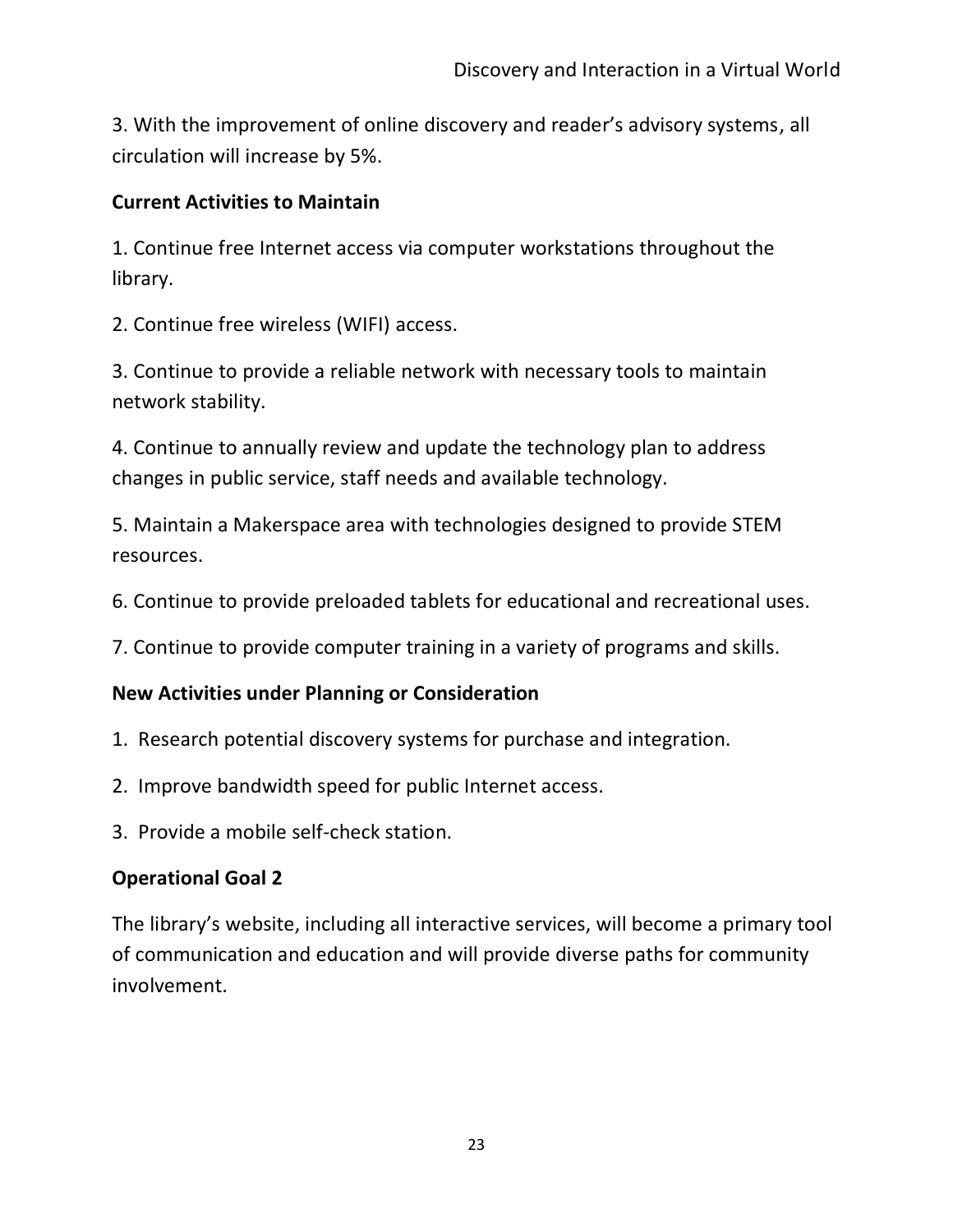3. With the improvement of online discovery and reader's advisory systems, all circulation will increase by 5%.

**Current Activities to Maintain**

1. Continue free Internet access via computer workstations throughout the library.

2. Continue free wireless (WIFI) access.

3. Continue to provide a reliable network with necessary tools to maintain network stability.

4. Continue to annually review and update the technology plan to address changes in public service, staff needs and available technology.

5. Maintain a Makerspace area with technologies designed to provide STEM resources.

6. Continue to provide preloaded tablets for educational and recreational uses.

7. Continue to provide computer training in a variety of programs and skills.

**New Activities under Planning or Consideration**

1. Research potential discovery systems for purchase and integration.

2. Improve bandwidth speed for public Internet access.

3. Provide a mobile self-check station.

**Operational Goal 2**

The library's website, including all interactive services, will become a primary tool of communication and education and will provide diverse paths for community involvement.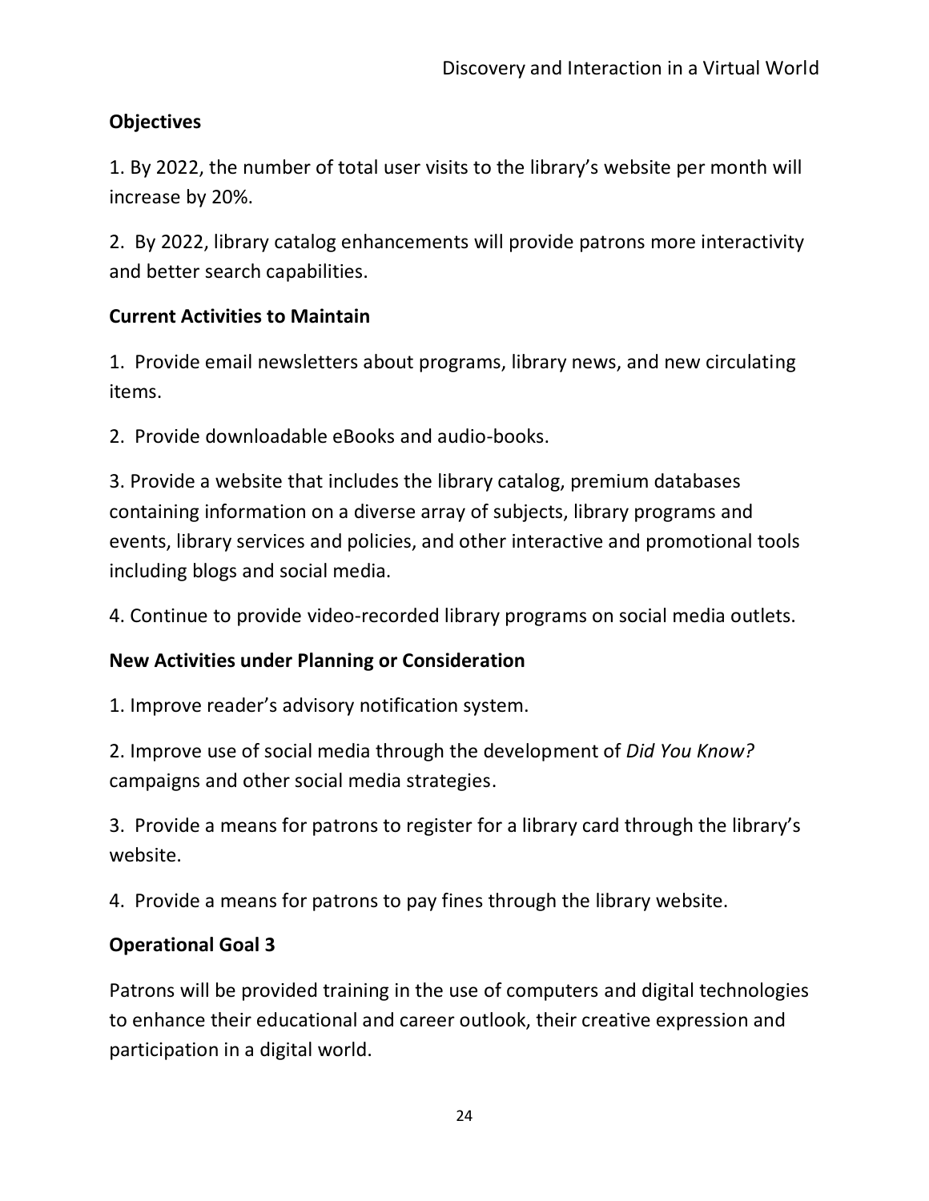**Objectives**

1. By 2022, the number of total user visits to the library's website per month will increase by 20%.

2. By 2022, library catalog enhancements will provide patrons more interactivity and better search capabilities.

**Current Activities to Maintain**

1. Provide email newsletters about programs, library news, and new circulating items.

2. Provide downloadable eBooks and audio-books.

3. Provide a website that includes the library catalog, premium databases containing information on a diverse array of subjects, library programs and events, library services and policies, and other interactive and promotional tools including blogs and social media.

4. Continue to provide video-recorded library programs on social media outlets.

**New Activities under Planning or Consideration**

1. Improve reader's advisory notification system.

2. Improve use of social media through the development of *Did You Know?* campaigns and other social media strategies.

3. Provide a means for patrons to register for a library card through the library's website.

4. Provide a means for patrons to pay fines through the library website.

**Operational Goal 3**

Patrons will be provided training in the use of computers and digital technologies to enhance their educational and career outlook, their creative expression and participation in a digital world.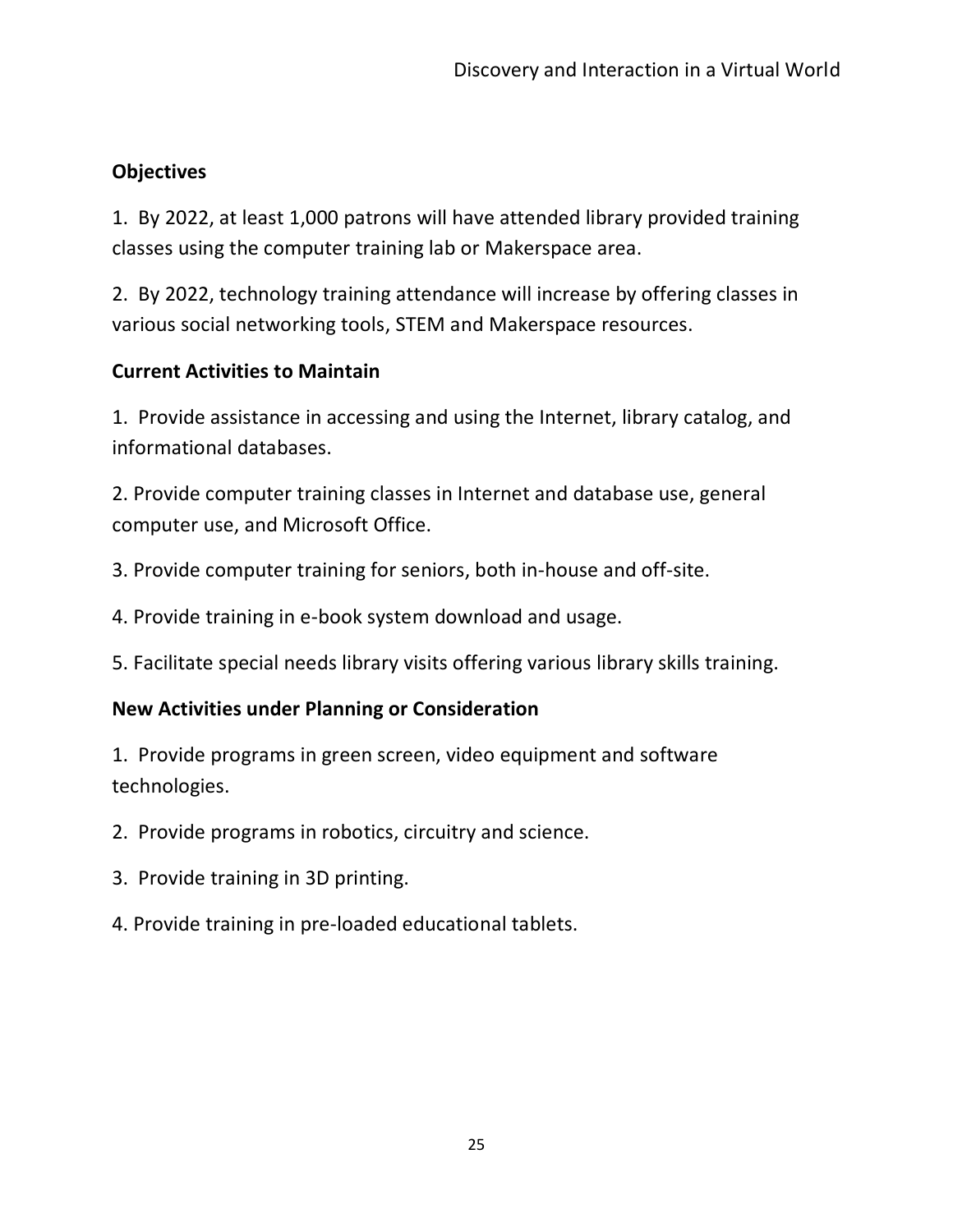**Objectives**

1. By 2022, at least 1,000 patrons will have attended library provided training classes using the computer training lab or Makerspace area.

2. By 2022, technology training attendance will increase by offering classes in various social networking tools, STEM and Makerspace resources.

**Current Activities to Maintain**

1. Provide assistance in accessing and using the Internet, library catalog, and informational databases.

2. Provide computer training classes in Internet and database use, general computer use, and Microsoft Office.

3. Provide computer training for seniors, both in-house and off-site.

4. Provide training in e-book system download and usage.

5. Facilitate special needs library visits offering various library skills training.

**New Activities under Planning or Consideration**

1. Provide programs in green screen, video equipment and software technologies.

2. Provide programs in robotics, circuitry and science.

3. Provide training in 3D printing.

4. Provide training in pre-loaded educational tablets.